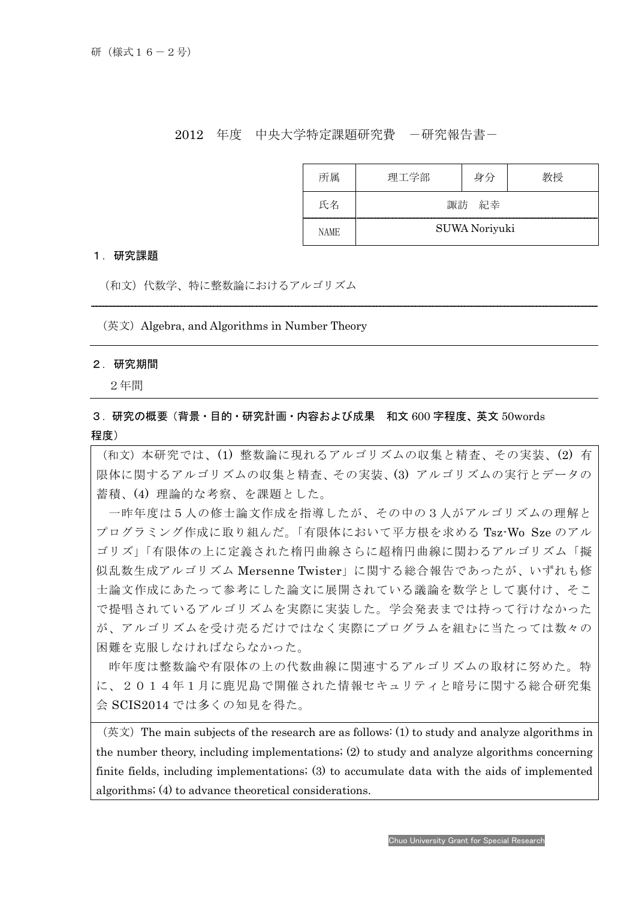研（様式１６－２号）

# 2012　年度　中央大学特定課題研究費　－研究報告書－

| 所属 | 理工学部 | 身分 | 教授 |
|---|---|---|---|
| 氏名 | 諏訪　紀幸 | | |
| NAME | SUWA Noriyuki | | |

## １．研究課題

（和文）代数学、特に整数論におけるアルゴリズム

（英文）Algebra, and Algorithms in Number Theory

## ２．研究期間

２年間

## ３．研究の概要（背景・目的・研究計画・内容および成果　和文 600 字程度、英文 50words 程度）

（和文）本研究では、(1) 整数論に現れるアルゴリズムの収集と精査、その実装、(2) 有限体に関するアルゴリズムの収集と精査、その実装、(3) アルゴリズムの実行とデータの蓄積、(4) 理論的な考察、を課題とした。

一昨年度は５人の修士論文作成を指導したが、その中の３人がアルゴリズムの理解とプログラミング作成に取り組んだ。「有限体において平方根を求める Tsz-Wo Sze のアルゴリズ」「有限体の上に定義された楕円曲線さらに超楕円曲線に関わるアルゴリズム「擬似乱数生成アルゴリズム Mersenne Twister」に関する総合報告であったが、いずれも修士論文作成にあたって参考にした論文に展開されている議論を数学として裏付け、そこで提唱されているアルゴリズムを実際に実装した。学会発表までは持って行けなかったが、アルゴリズムを受け売るだけではなく実際にプログラムを組むに当たっては数々の困難を克服しなければならなかった。

昨年度は整数論や有限体の上の代数曲線に関連するアルゴリズムの取材に努めた。特に、２０１４年１月に鹿児島で開催された情報セキュリティと暗号に関する総合研究集会 SCIS2014 では多くの知見を得た。

（英文）The main subjects of the research are as follows: (1) to study and analyze algorithms in the number theory, including implementations; (2) to study and analyze algorithms concerning finite fields, including implementations; (3) to accumulate data with the aids of implemented algorithms; (4) to advance theoretical considerations.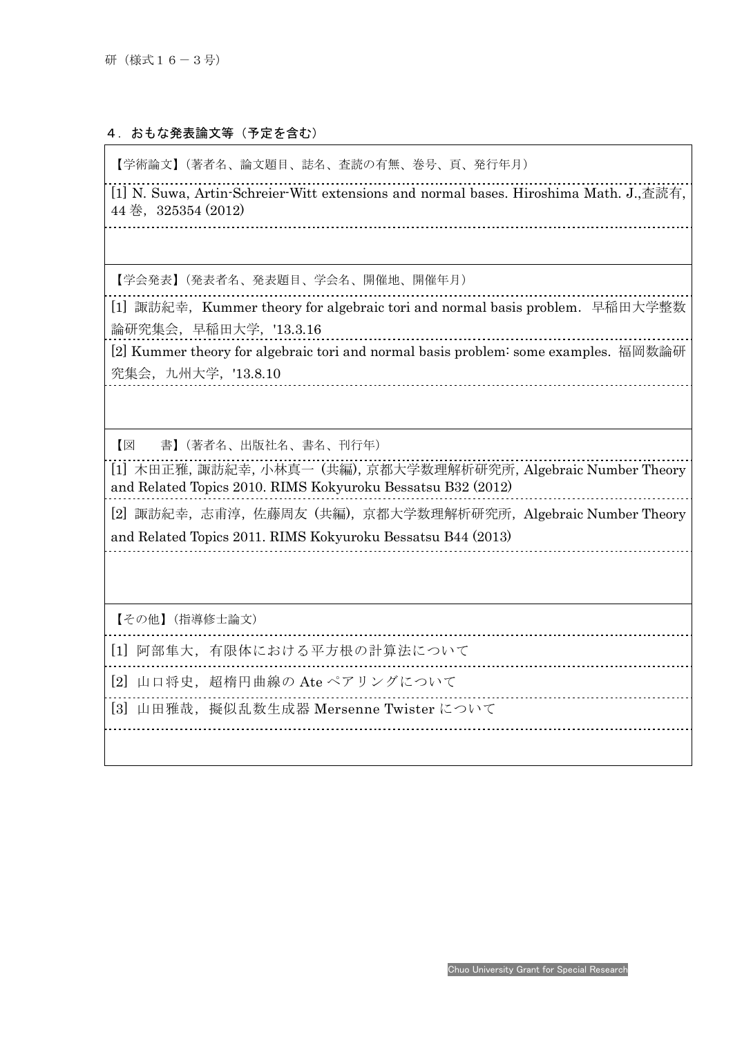研（様式１６－３号）

### ４．おもな発表論文等（予定を含む）

【学術論文】(著者名、論文題目、誌名、査読の有無、巻号、頁、発行年月)

[1] N. Suwa, Artin-Schreier-Witt extensions and normal bases. Hiroshima Math. J.,査読有, 44 巻，325354 (2012)

【学会発表】(発表者名、発表題目、学会名、開催地、開催年月)

[1] 諏訪紀幸，Kummer theory for algebraic tori and normal basis problem. 早稲田大学整数論研究集会，早稲田大学，'13.3.16

[2] Kummer theory for algebraic tori and normal basis problem: some examples. 福岡数論研究集会，九州大学，'13.8.10

【図　　書】(著者名、出版社名、書名、刊行年)

[1] 木田正雅, 諏訪紀幸, 小林真一 (共編), 京都大学数理解析研究所, Algebraic Number Theory and Related Topics 2010. RIMS Kokyuroku Bessatsu B32 (2012)

[2] 諏訪紀幸，志甫淳，佐藤周友 (共編)，京都大学数理解析研究所，Algebraic Number Theory and Related Topics 2011. RIMS Kokyuroku Bessatsu B44 (2013)

【その他】(指導修士論文)

[1] 阿部隼大，有限体における平方根の計算法について

[2] 山口将史，超楕円曲線の Ate ペアリングについて

[3] 山田雅哉，擬似乱数生成器 Mersenne Twister について